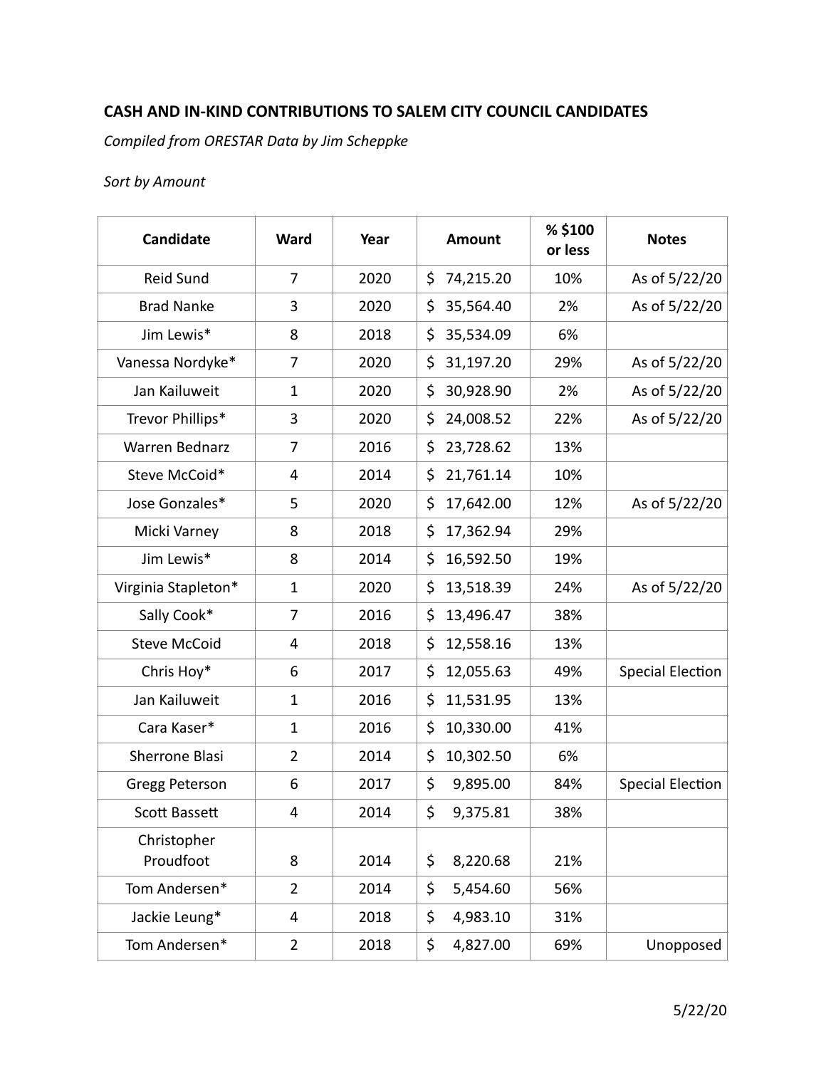## CASH AND IN-KIND CONTRIBUTIONS TO SALEM CITY COUNCIL CANDIDATES

*Compiled from ORESTAR Data by Jim Scheppke*

*Sort by Amount*

| Candidate | Ward | Year | Amount | % $100 or less | Notes |
|---|---|---|---|---|---|
| Reid Sund | 7 | 2020 | $ 74,215.20 | 10% | As of 5/22/20 |
| Brad Nanke | 3 | 2020 | $ 35,564.40 | 2% | As of 5/22/20 |
| Jim Lewis* | 8 | 2018 | $ 35,534.09 | 6% | |
| Vanessa Nordyke* | 7 | 2020 | $ 31,197.20 | 29% | As of 5/22/20 |
| Jan Kailuweit | 1 | 2020 | $ 30,928.90 | 2% | As of 5/22/20 |
| Trevor Phillips* | 3 | 2020 | $ 24,008.52 | 22% | As of 5/22/20 |
| Warren Bednarz | 7 | 2016 | $ 23,728.62 | 13% | |
| Steve McCoid* | 4 | 2014 | $ 21,761.14 | 10% | |
| Jose Gonzales* | 5 | 2020 | $ 17,642.00 | 12% | As of 5/22/20 |
| Micki Varney | 8 | 2018 | $ 17,362.94 | 29% | |
| Jim Lewis* | 8 | 2014 | $ 16,592.50 | 19% | |
| Virginia Stapleton* | 1 | 2020 | $ 13,518.39 | 24% | As of 5/22/20 |
| Sally Cook* | 7 | 2016 | $ 13,496.47 | 38% | |
| Steve McCoid | 4 | 2018 | $ 12,558.16 | 13% | |
| Chris Hoy* | 6 | 2017 | $ 12,055.63 | 49% | Special Election |
| Jan Kailuweit | 1 | 2016 | $ 11,531.95 | 13% | |
| Cara Kaser* | 1 | 2016 | $ 10,330.00 | 41% | |
| Sherrone Blasi | 2 | 2014 | $ 10,302.50 | 6% | |
| Gregg Peterson | 6 | 2017 | $ 9,895.00 | 84% | Special Election |
| Scott Bassett | 4 | 2014 | $ 9,375.81 | 38% | |
| Christopher Proudfoot | 8 | 2014 | $ 8,220.68 | 21% | |
| Tom Andersen* | 2 | 2014 | $ 5,454.60 | 56% | |
| Jackie Leung* | 4 | 2018 | $ 4,983.10 | 31% | |
| Tom Andersen* | 2 | 2018 | $ 4,827.00 | 69% | Unopposed |

5/22/20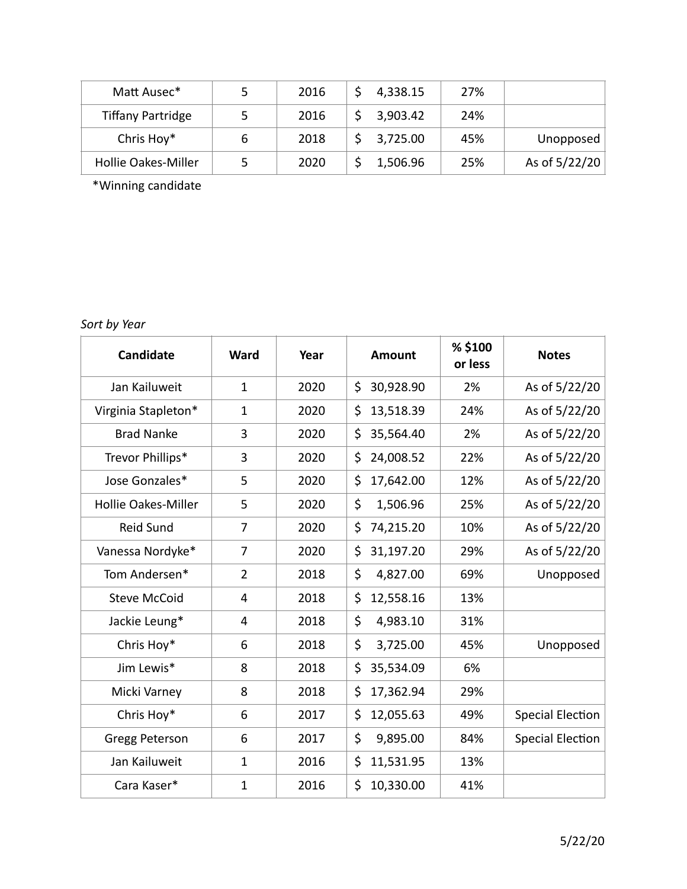| Candidate | Ward | Year | Amount | % $100 or less | Notes |
|---|---|---|---|---|---|
| Matt Ausec* | 5 | 2016 | $ 4,338.15 | 27% | |
| Tiffany Partridge | 5 | 2016 | $ 3,903.42 | 24% | |
| Chris Hoy* | 6 | 2018 | $ 3,725.00 | 45% | Unopposed |
| Hollie Oakes-Miller | 5 | 2020 | $ 1,506.96 | 25% | As of 5/22/20 |

*Winning candidate

*Sort by Year*

| Candidate | Ward | Year | Amount | % $100 or less | Notes |
|---|---|---|---|---|---|
| Jan Kailuweit | 1 | 2020 | $ 30,928.90 | 2% | As of 5/22/20 |
| Virginia Stapleton* | 1 | 2020 | $ 13,518.39 | 24% | As of 5/22/20 |
| Brad Nanke | 3 | 2020 | $ 35,564.40 | 2% | As of 5/22/20 |
| Trevor Phillips* | 3 | 2020 | $ 24,008.52 | 22% | As of 5/22/20 |
| Jose Gonzales* | 5 | 2020 | $ 17,642.00 | 12% | As of 5/22/20 |
| Hollie Oakes-Miller | 5 | 2020 | $ 1,506.96 | 25% | As of 5/22/20 |
| Reid Sund | 7 | 2020 | $ 74,215.20 | 10% | As of 5/22/20 |
| Vanessa Nordyke* | 7 | 2020 | $ 31,197.20 | 29% | As of 5/22/20 |
| Tom Andersen* | 2 | 2018 | $ 4,827.00 | 69% | Unopposed |
| Steve McCoid | 4 | 2018 | $ 12,558.16 | 13% | |
| Jackie Leung* | 4 | 2018 | $ 4,983.10 | 31% | |
| Chris Hoy* | 6 | 2018 | $ 3,725.00 | 45% | Unopposed |
| Jim Lewis* | 8 | 2018 | $ 35,534.09 | 6% | |
| Micki Varney | 8 | 2018 | $ 17,362.94 | 29% | |
| Chris Hoy* | 6 | 2017 | $ 12,055.63 | 49% | Special Election |
| Gregg Peterson | 6 | 2017 | $ 9,895.00 | 84% | Special Election |
| Jan Kailuweit | 1 | 2016 | $ 11,531.95 | 13% | |
| Cara Kaser* | 1 | 2016 | $ 10,330.00 | 41% | |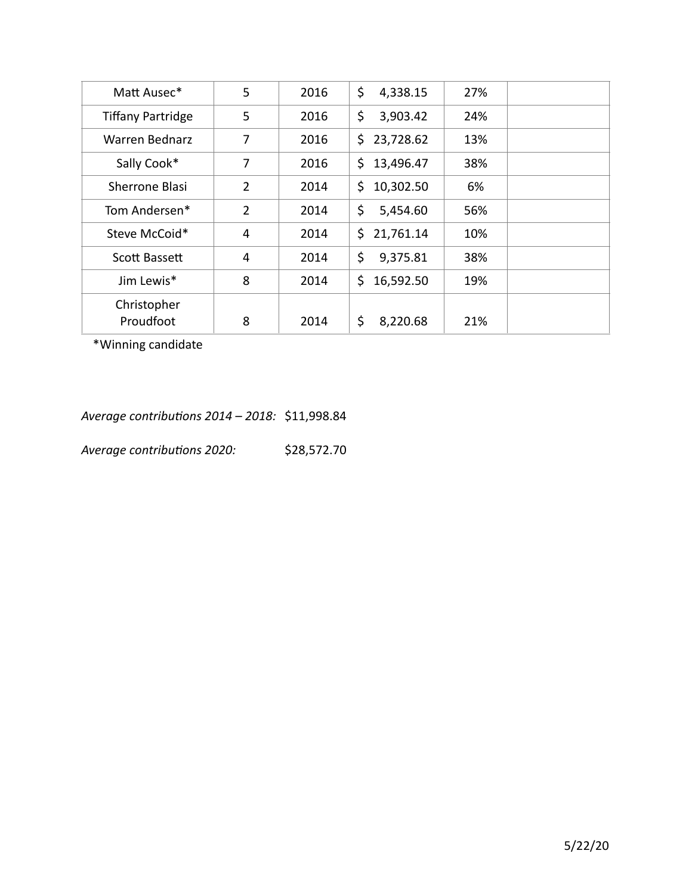| | | | | | |
|---|---|---|---|---|---|
| Matt Ausec* | 5 | 2016 | $ 4,338.15 | 27% | |
| Tiffany Partridge | 5 | 2016 | $ 3,903.42 | 24% | |
| Warren Bednarz | 7 | 2016 | $ 23,728.62 | 13% | |
| Sally Cook* | 7 | 2016 | $ 13,496.47 | 38% | |
| Sherrone Blasi | 2 | 2014 | $ 10,302.50 | 6% | |
| Tom Andersen* | 2 | 2014 | $ 5,454.60 | 56% | |
| Steve McCoid* | 4 | 2014 | $ 21,761.14 | 10% | |
| Scott Bassett | 4 | 2014 | $ 9,375.81 | 38% | |
| Jim Lewis* | 8 | 2014 | $ 16,592.50 | 19% | |
| Christopher Proudfoot | 8 | 2014 | $ 8,220.68 | 21% | |

*Winning candidate

*Average contributions 2014 – 2018:* $11,998.84

*Average contributions 2020:* $28,572.70

5/22/20